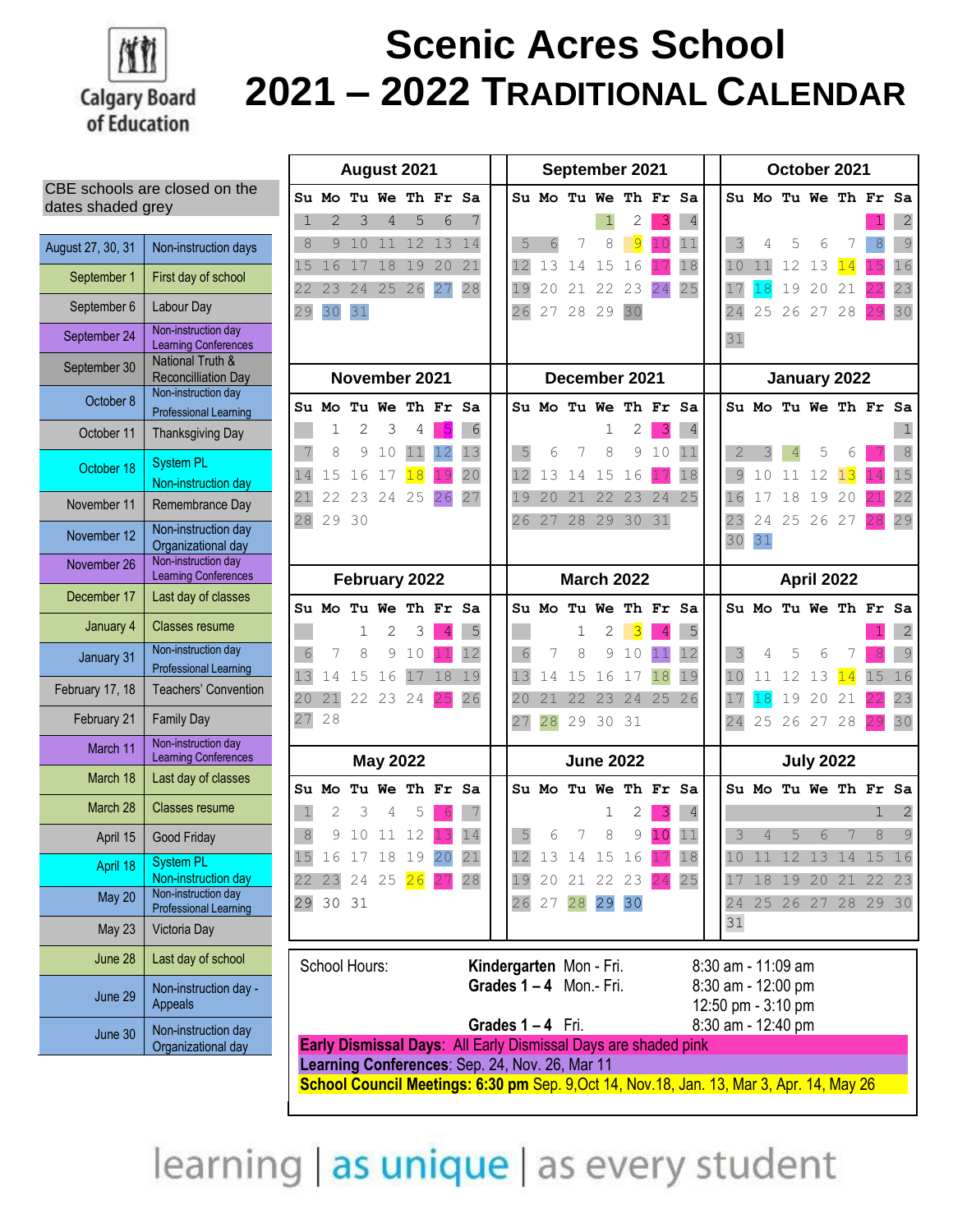# Scenic Acres School

## 2021 – 2022 Traditional Calendar

Calgary Board of Education

CBE schools are closed on the dates shaded grey

| Date | Event |
|---|---|
| August 27, 30, 31 | Non-instruction days |
| September 1 | First day of school |
| September 6 | Labour Day |
| September 24 | Non-instruction day Learning Conferences |
| September 30 | National Truth & Reconcilliation Day |
| October 8 | Non-instruction day Professional Learning |
| October 11 | Thanksgiving Day |
| October 18 | System PL Non-instruction day |
| November 11 | Remembrance Day |
| November 12 | Non-instruction day Organizational day |
| November 26 | Non-instruction day Learning Conferences |
| December 17 | Last day of classes |
| January 4 | Classes resume |
| January 31 | Non-instruction day Professional Learning |
| February 17, 18 | Teachers' Convention |
| February 21 | Family Day |
| March 11 | Non-instruction day Learning Conferences |
| March 18 | Last day of classes |
| March 28 | Classes resume |
| April 15 | Good Friday |
| April 18 | System PL Non-instruction day |
| May 20 | Non-instruction day Professional Learning |
| May 23 | Victoria Day |
| June 28 | Last day of school |
| June 29 | Non-instruction day - Appeals |
| June 30 | Non-instruction day Organizational day |

### August 2021

| Su | Mo | Tu | We | Th | Fr | Sa |
|---|---|---|---|---|---|---|
| 1 | 2 | 3 | 4 | 5 | 6 | 7 |
| 8 | 9 | 10 | 11 | 12 | 13 | 14 |
| 15 | 16 | 17 | 18 | 19 | 20 | 21 |
| 22 | 23 | 24 | 25 | 26 | 27 | 28 |
| 29 | 30 | 31 | | | | |

### September 2021

| Su | Mo | Tu | We | Th | Fr | Sa |
|---|---|---|---|---|---|---|
| | | | 1 | 2 | 3 | 4 |
| 5 | 6 | 7 | 8 | 9 | 10 | 11 |
| 12 | 13 | 14 | 15 | 16 | 17 | 18 |
| 19 | 20 | 21 | 22 | 23 | 24 | 25 |
| 26 | 27 | 28 | 29 | 30 | | |

### October 2021

| Su | Mo | Tu | We | Th | Fr | Sa |
|---|---|---|---|---|---|---|
| | | | | | 1 | 2 |
| 3 | 4 | 5 | 6 | 7 | 8 | 9 |
| 10 | 11 | 12 | 13 | 14 | 15 | 16 |
| 17 | 18 | 19 | 20 | 21 | 22 | 23 |
| 24 | 25 | 26 | 27 | 28 | 29 | 30 |
| 31 | | | | | | |

### November 2021

| Su | Mo | Tu | We | Th | Fr | Sa |
|---|---|---|---|---|---|---|
| | 1 | 2 | 3 | 4 | 5 | 6 |
| 7 | 8 | 9 | 10 | 11 | 12 | 13 |
| 14 | 15 | 16 | 17 | 18 | 19 | 20 |
| 21 | 22 | 23 | 24 | 25 | 26 | 27 |
| 28 | 29 | 30 | | | | |

### December 2021

| Su | Mo | Tu | We | Th | Fr | Sa |
|---|---|---|---|---|---|---|
| | | | 1 | 2 | 3 | 4 |
| 5 | 6 | 7 | 8 | 9 | 10 | 11 |
| 12 | 13 | 14 | 15 | 16 | 17 | 18 |
| 19 | 20 | 21 | 22 | 23 | 24 | 25 |
| 26 | 27 | 28 | 29 | 30 | 31 | |

### January 2022

| Su | Mo | Tu | We | Th | Fr | Sa |
|---|---|---|---|---|---|---|
| | | | | | | 1 |
| 2 | 3 | 4 | 5 | 6 | 7 | 8 |
| 9 | 10 | 11 | 12 | 13 | 14 | 15 |
| 16 | 17 | 18 | 19 | 20 | 21 | 22 |
| 23 | 24 | 25 | 26 | 27 | 28 | 29 |
| 30 | 31 | | | | | |

### February 2022

| Su | Mo | Tu | We | Th | Fr | Sa |
|---|---|---|---|---|---|---|
| | | 1 | 2 | 3 | 4 | 5 |
| 6 | 7 | 8 | 9 | 10 | 11 | 12 |
| 13 | 14 | 15 | 16 | 17 | 18 | 19 |
| 20 | 21 | 22 | 23 | 24 | 25 | 26 |
| 27 | 28 | | | | | |

### March 2022

| Su | Mo | Tu | We | Th | Fr | Sa |
|---|---|---|---|---|---|---|
| | | 1 | 2 | 3 | 4 | 5 |
| 6 | 7 | 8 | 9 | 10 | 11 | 12 |
| 13 | 14 | 15 | 16 | 17 | 18 | 19 |
| 20 | 21 | 22 | 23 | 24 | 25 | 26 |
| 27 | 28 | 29 | 30 | 31 | | |

### April 2022

| Su | Mo | Tu | We | Th | Fr | Sa |
|---|---|---|---|---|---|---|
| | | | | | 1 | 2 |
| 3 | 4 | 5 | 6 | 7 | 8 | 9 |
| 10 | 11 | 12 | 13 | 14 | 15 | 16 |
| 17 | 18 | 19 | 20 | 21 | 22 | 23 |
| 24 | 25 | 26 | 27 | 28 | 29 | 30 |

### May 2022

| Su | Mo | Tu | We | Th | Fr | Sa |
|---|---|---|---|---|---|---|
| 1 | 2 | 3 | 4 | 5 | 6 | 7 |
| 8 | 9 | 10 | 11 | 12 | 13 | 14 |
| 15 | 16 | 17 | 18 | 19 | 20 | 21 |
| 22 | 23 | 24 | 25 | 26 | 27 | 28 |
| 29 | 30 | 31 | | | | |

### June 2022

| Su | Mo | Tu | We | Th | Fr | Sa |
|---|---|---|---|---|---|---|
| | | | 1 | 2 | 3 | 4 |
| 5 | 6 | 7 | 8 | 9 | 10 | 11 |
| 12 | 13 | 14 | 15 | 16 | 17 | 18 |
| 19 | 20 | 21 | 22 | 23 | 24 | 25 |
| 26 | 27 | 28 | 29 | 30 | | |

### July 2022

| Su | Mo | Tu | We | Th | Fr | Sa |
|---|---|---|---|---|---|---|
| | | | | | 1 | 2 |
| 3 | 4 | 5 | 6 | 7 | 8 | 9 |
| 10 | 11 | 12 | 13 | 14 | 15 | 16 |
| 17 | 18 | 19 | 20 | 21 | 22 | 23 |
| 24 | 25 | 26 | 27 | 28 | 29 | 30 |
| 31 | | | | | | |

School Hours:

| | | |
|---|---|---|
| **Kindergarten** | Mon - Fri. | 8:30 am - 11:09 am |
| **Grades 1 – 4** | Mon.- Fri. | 8:30 am - 12:00 pm<br>12:50 pm - 3:10 pm |
| **Grades 1 – 4** | Fri. | 8:30 am - 12:40 pm |

**Early Dismissal Days**: All Early Dismissal Days are shaded pink

**Learning Conferences**: Sep. 24, Nov. 26, Mar 11

**School Council Meetings: 6:30 pm** Sep. 9,Oct 14, Nov.18, Jan. 13, Mar 3, Apr. 14, May 26

learning | as unique | as every student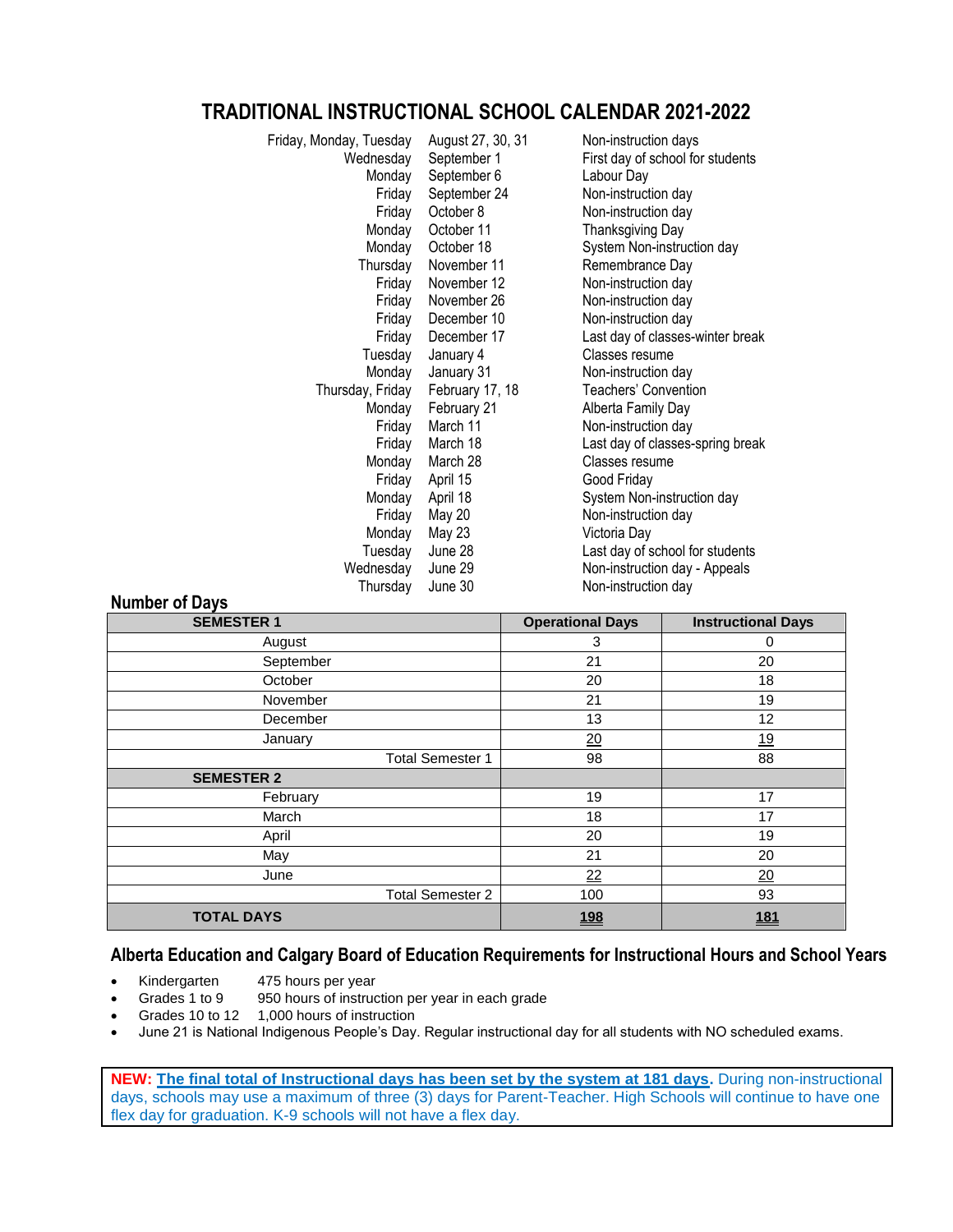# TRADITIONAL INSTRUCTIONAL SCHOOL CALENDAR 2021-2022

| | | |
|---|---|---|
| Friday, Monday, Tuesday | August 27, 30, 31 | Non-instruction days |
| Wednesday | September 1 | First day of school for students |
| Monday | September 6 | Labour Day |
| Friday | September 24 | Non-instruction day |
| Friday | October 8 | Non-instruction day |
| Monday | October 11 | Thanksgiving Day |
| Monday | October 18 | System Non-instruction day |
| Thursday | November 11 | Remembrance Day |
| Friday | November 12 | Non-instruction day |
| Friday | November 26 | Non-instruction day |
| Friday | December 10 | Non-instruction day |
| Friday | December 17 | Last day of classes-winter break |
| Tuesday | January 4 | Classes resume |
| Monday | January 31 | Non-instruction day |
| Thursday, Friday | February 17, 18 | Teachers' Convention |
| Monday | February 21 | Alberta Family Day |
| Friday | March 11 | Non-instruction day |
| Friday | March 18 | Last day of classes-spring break |
| Monday | March 28 | Classes resume |
| Friday | April 15 | Good Friday |
| Monday | April 18 | System Non-instruction day |
| Friday | May 20 | Non-instruction day |
| Monday | May 23 | Victoria Day |
| Tuesday | June 28 | Last day of school for students |
| Wednesday | June 29 | Non-instruction day - Appeals |
| Thursday | June 30 | Non-instruction day |

## Number of Days

| SEMESTER 1 | Operational Days | Instructional Days |
|---|---|---|
| August | 3 | 0 |
| September | 21 | 20 |
| October | 20 | 18 |
| November | 21 | 19 |
| December | 13 | 12 |
| January | 20 | 19 |
| Total Semester 1 | 98 | 88 |
| **SEMESTER 2** | | |
| February | 19 | 17 |
| March | 18 | 17 |
| April | 20 | 19 |
| May | 21 | 20 |
| June | 22 | 20 |
| Total Semester 2 | 100 | 93 |
| **TOTAL DAYS** | **198** | **181** |

## Alberta Education and Calgary Board of Education Requirements for Instructional Hours and School Years

- Kindergarten 475 hours per year
- Grades 1 to 9 950 hours of instruction per year in each grade
- Grades 10 to 12 1,000 hours of instruction
- June 21 is National Indigenous People's Day. Regular instructional day for all students with NO scheduled exams.

**NEW: The final total of Instructional days has been set by the system at 181 days.** During non-instructional days, schools may use a maximum of three (3) days for Parent-Teacher. High Schools will continue to have one flex day for graduation. K-9 schools will not have a flex day.